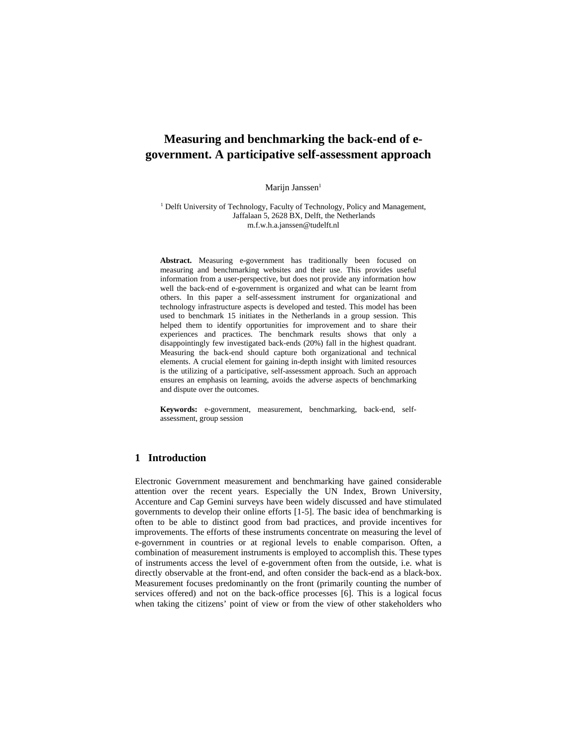// Measuring and benchmarking the back-end of e-government. A participative self-assessment approach

Marijn Janssen[1]

[1] Delft University of Technology, Faculty of Technology, Policy and Management, Jaffalaan 5, 2628 BX, Delft, the Netherlands
m.f.w.h.a.janssen@tudelft.nl

**Abstract.** Measuring e-government has traditionally been focused on measuring and benchmarking websites and their use. This provides useful information from a user-perspective, but does not provide any information how well the back-end of e-government is organized and what can be learnt from others. In this paper a self-assessment instrument for organizational and technology infrastructure aspects is developed and tested. This model has been used to benchmark 15 initiates in the Netherlands in a group session. This helped them to identify opportunities for improvement and to share their experiences and practices. The benchmark results shows that only a disappointingly few investigated back-ends (20%) fall in the highest quadrant. Measuring the back-end should capture both organizational and technical elements. A crucial element for gaining in-depth insight with limited resources is the utilizing of a participative, self-assessment approach. Such an approach ensures an emphasis on learning, avoids the adverse aspects of benchmarking and dispute over the outcomes.

**Keywords:** e-government, measurement, benchmarking, back-end, self-assessment, group session

## 1 Introduction

Electronic Government measurement and benchmarking have gained considerable attention over the recent years. Especially the UN Index, Brown University, Accenture and Cap Gemini surveys have been widely discussed and have stimulated governments to develop their online efforts [1-5]. The basic idea of benchmarking is often to be able to distinct good from bad practices, and provide incentives for improvements. The efforts of these instruments concentrate on measuring the level of e-government in countries or at regional levels to enable comparison. Often, a combination of measurement instruments is employed to accomplish this. These types of instruments access the level of e-government often from the outside, i.e. what is directly observable at the front-end, and often consider the back-end as a black-box. Measurement focuses predominantly on the front (primarily counting the number of services offered) and not on the back-office processes [6]. This is a logical focus when taking the citizens' point of view or from the view of other stakeholders who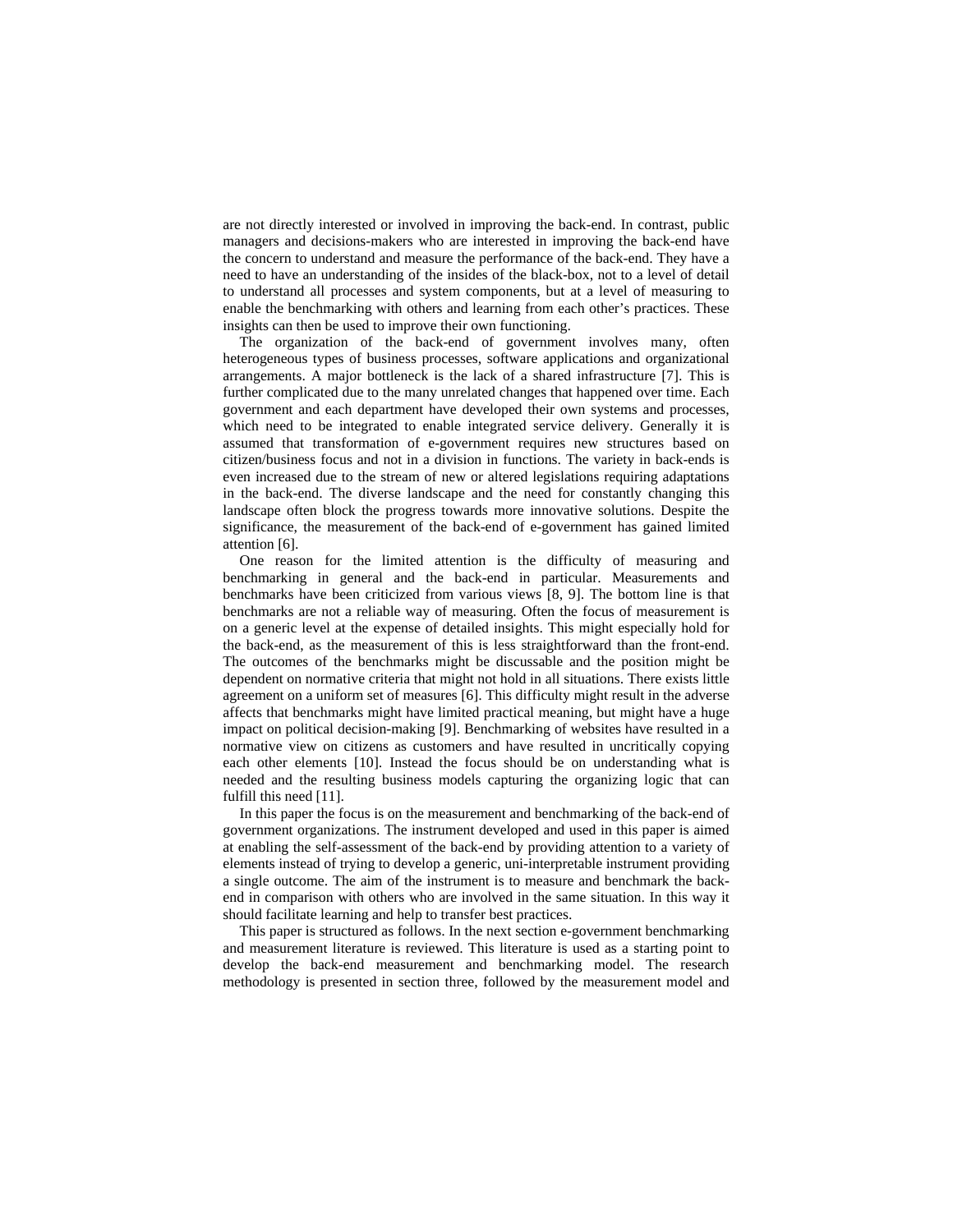are not directly interested or involved in improving the back-end. In contrast, public managers and decisions-makers who are interested in improving the back-end have the concern to understand and measure the performance of the back-end. They have a need to have an understanding of the insides of the black-box, not to a level of detail to understand all processes and system components, but at a level of measuring to enable the benchmarking with others and learning from each other's practices. These insights can then be used to improve their own functioning.

The organization of the back-end of government involves many, often heterogeneous types of business processes, software applications and organizational arrangements. A major bottleneck is the lack of a shared infrastructure [7]. This is further complicated due to the many unrelated changes that happened over time. Each government and each department have developed their own systems and processes, which need to be integrated to enable integrated service delivery. Generally it is assumed that transformation of e-government requires new structures based on citizen/business focus and not in a division in functions. The variety in back-ends is even increased due to the stream of new or altered legislations requiring adaptations in the back-end. The diverse landscape and the need for constantly changing this landscape often block the progress towards more innovative solutions. Despite the significance, the measurement of the back-end of e-government has gained limited attention [6].

One reason for the limited attention is the difficulty of measuring and benchmarking in general and the back-end in particular. Measurements and benchmarks have been criticized from various views [8, 9]. The bottom line is that benchmarks are not a reliable way of measuring. Often the focus of measurement is on a generic level at the expense of detailed insights. This might especially hold for the back-end, as the measurement of this is less straightforward than the front-end. The outcomes of the benchmarks might be discussable and the position might be dependent on normative criteria that might not hold in all situations. There exists little agreement on a uniform set of measures [6]. This difficulty might result in the adverse affects that benchmarks might have limited practical meaning, but might have a huge impact on political decision-making [9]. Benchmarking of websites have resulted in a normative view on citizens as customers and have resulted in uncritically copying each other elements [10]. Instead the focus should be on understanding what is needed and the resulting business models capturing the organizing logic that can fulfill this need [11].

In this paper the focus is on the measurement and benchmarking of the back-end of government organizations. The instrument developed and used in this paper is aimed at enabling the self-assessment of the back-end by providing attention to a variety of elements instead of trying to develop a generic, uni-interpretable instrument providing a single outcome. The aim of the instrument is to measure and benchmark the back-end in comparison with others who are involved in the same situation. In this way it should facilitate learning and help to transfer best practices.

This paper is structured as follows. In the next section e-government benchmarking and measurement literature is reviewed. This literature is used as a starting point to develop the back-end measurement and benchmarking model. The research methodology is presented in section three, followed by the measurement model and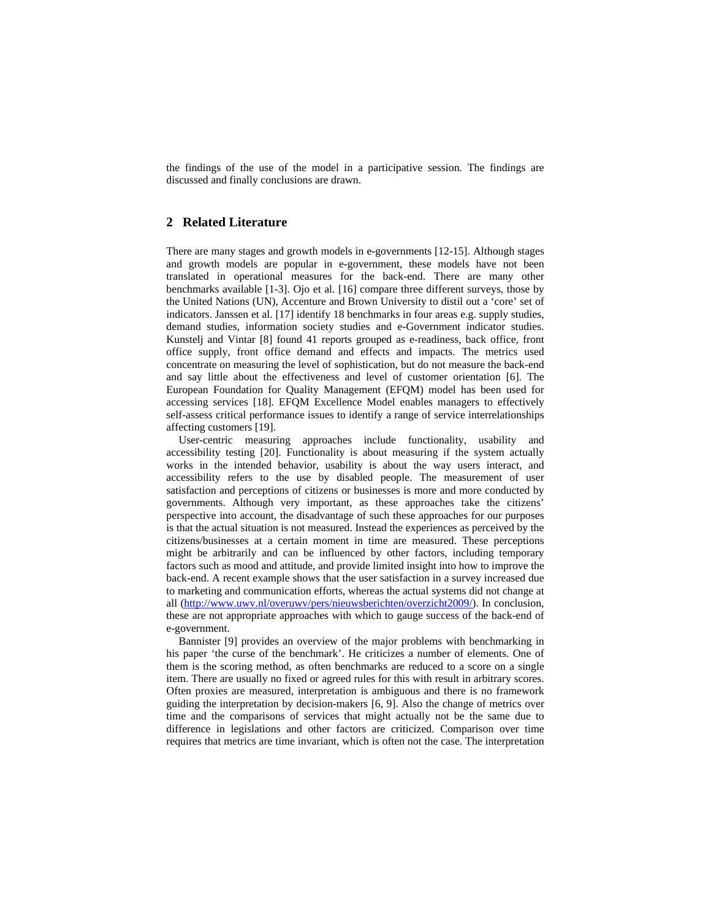the findings of the use of the model in a participative session. The findings are discussed and finally conclusions are drawn.

## 2 Related Literature

There are many stages and growth models in e-governments [12-15]. Although stages and growth models are popular in e-government, these models have not been translated in operational measures for the back-end. There are many other benchmarks available [1-3]. Ojo et al. [16] compare three different surveys, those by the United Nations (UN), Accenture and Brown University to distil out a 'core' set of indicators. Janssen et al. [17] identify 18 benchmarks in four areas e.g. supply studies, demand studies, information society studies and e-Government indicator studies. Kunstelj and Vintar [8] found 41 reports grouped as e-readiness, back office, front office supply, front office demand and effects and impacts. The metrics used concentrate on measuring the level of sophistication, but do not measure the back-end and say little about the effectiveness and level of customer orientation [6]. The European Foundation for Quality Management (EFQM) model has been used for accessing services [18]. EFQM Excellence Model enables managers to effectively self-assess critical performance issues to identify a range of service interrelationships affecting customers [19].

User-centric measuring approaches include functionality, usability and accessibility testing [20]. Functionality is about measuring if the system actually works in the intended behavior, usability is about the way users interact, and accessibility refers to the use by disabled people. The measurement of user satisfaction and perceptions of citizens or businesses is more and more conducted by governments. Although very important, as these approaches take the citizens' perspective into account, the disadvantage of such these approaches for our purposes is that the actual situation is not measured. Instead the experiences as perceived by the citizens/businesses at a certain moment in time are measured. These perceptions might be arbitrarily and can be influenced by other factors, including temporary factors such as mood and attitude, and provide limited insight into how to improve the back-end. A recent example shows that the user satisfaction in a survey increased due to marketing and communication efforts, whereas the actual systems did not change at all (http://www.uwv.nl/overuwv/pers/nieuwsberichten/overzicht2009/). In conclusion, these are not appropriate approaches with which to gauge success of the back-end of e-government.

Bannister [9] provides an overview of the major problems with benchmarking in his paper 'the curse of the benchmark'. He criticizes a number of elements. One of them is the scoring method, as often benchmarks are reduced to a score on a single item. There are usually no fixed or agreed rules for this with result in arbitrary scores. Often proxies are measured, interpretation is ambiguous and there is no framework guiding the interpretation by decision-makers [6, 9]. Also the change of metrics over time and the comparisons of services that might actually not be the same due to difference in legislations and other factors are criticized. Comparison over time requires that metrics are time invariant, which is often not the case. The interpretation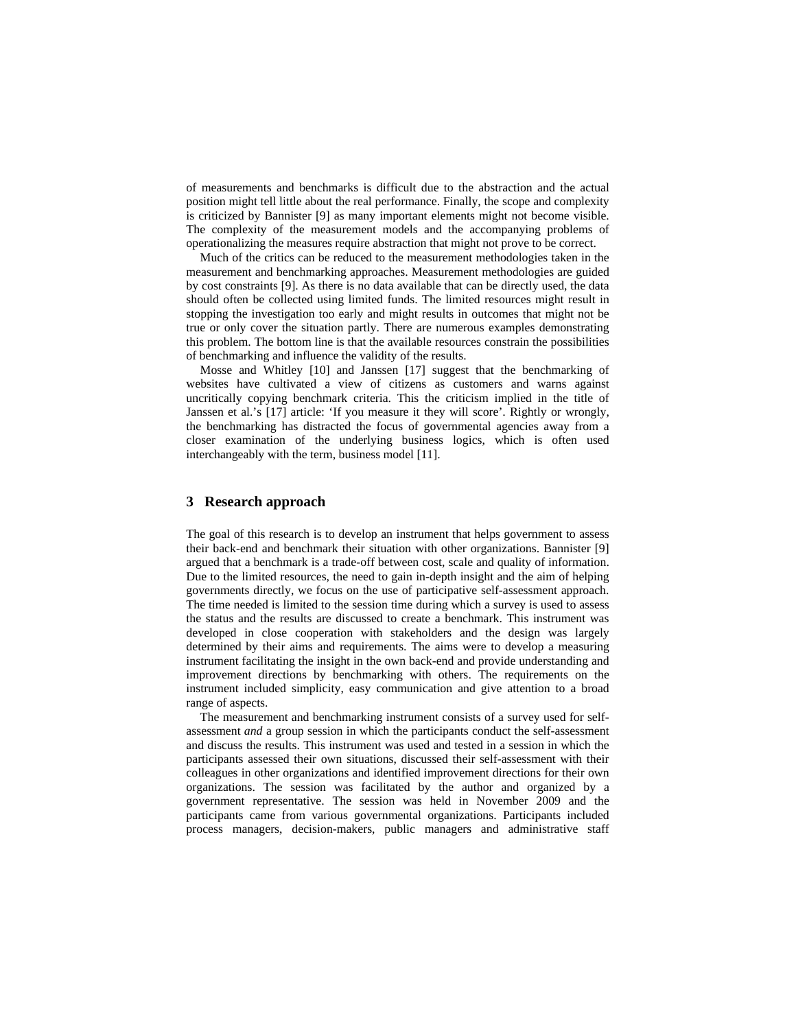of measurements and benchmarks is difficult due to the abstraction and the actual position might tell little about the real performance. Finally, the scope and complexity is criticized by Bannister [9] as many important elements might not become visible. The complexity of the measurement models and the accompanying problems of operationalizing the measures require abstraction that might not prove to be correct.

Much of the critics can be reduced to the measurement methodologies taken in the measurement and benchmarking approaches. Measurement methodologies are guided by cost constraints [9]. As there is no data available that can be directly used, the data should often be collected using limited funds. The limited resources might result in stopping the investigation too early and might results in outcomes that might not be true or only cover the situation partly. There are numerous examples demonstrating this problem. The bottom line is that the available resources constrain the possibilities of benchmarking and influence the validity of the results.

Mosse and Whitley [10] and Janssen [17] suggest that the benchmarking of websites have cultivated a view of citizens as customers and warns against uncritically copying benchmark criteria. This the criticism implied in the title of Janssen et al.'s [17] article: 'If you measure it they will score'. Rightly or wrongly, the benchmarking has distracted the focus of governmental agencies away from a closer examination of the underlying business logics, which is often used interchangeably with the term, business model [11].

## 3 Research approach

The goal of this research is to develop an instrument that helps government to assess their back-end and benchmark their situation with other organizations. Bannister [9] argued that a benchmark is a trade-off between cost, scale and quality of information. Due to the limited resources, the need to gain in-depth insight and the aim of helping governments directly, we focus on the use of participative self-assessment approach. The time needed is limited to the session time during which a survey is used to assess the status and the results are discussed to create a benchmark. This instrument was developed in close cooperation with stakeholders and the design was largely determined by their aims and requirements. The aims were to develop a measuring instrument facilitating the insight in the own back-end and provide understanding and improvement directions by benchmarking with others. The requirements on the instrument included simplicity, easy communication and give attention to a broad range of aspects.

The measurement and benchmarking instrument consists of a survey used for self-assessment *and* a group session in which the participants conduct the self-assessment and discuss the results. This instrument was used and tested in a session in which the participants assessed their own situations, discussed their self-assessment with their colleagues in other organizations and identified improvement directions for their own organizations. The session was facilitated by the author and organized by a government representative. The session was held in November 2009 and the participants came from various governmental organizations. Participants included process managers, decision-makers, public managers and administrative staff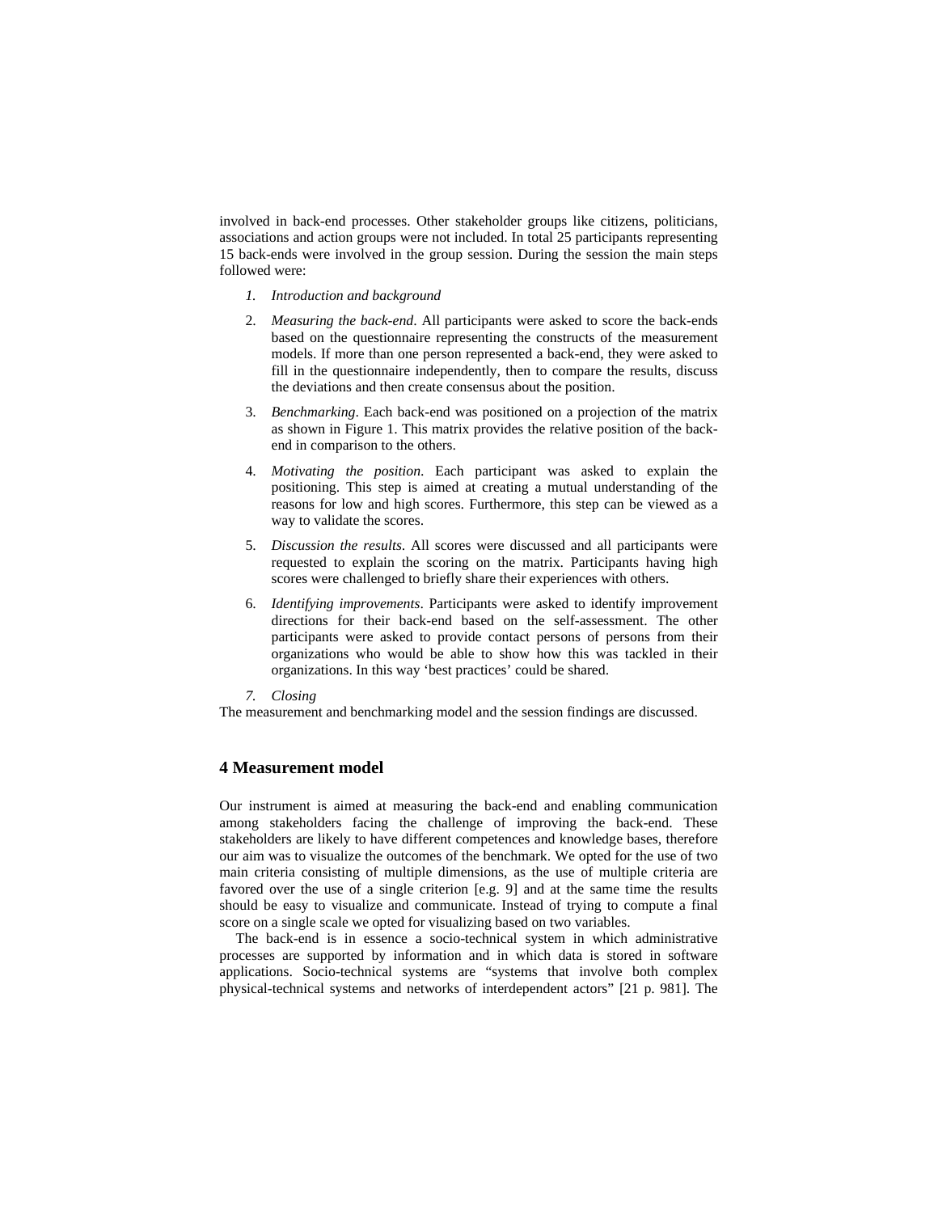involved in back-end processes. Other stakeholder groups like citizens, politicians, associations and action groups were not included. In total 25 participants representing 15 back-ends were involved in the group session. During the session the main steps followed were:

1. *Introduction and background*
2. *Measuring the back-end*. All participants were asked to score the back-ends based on the questionnaire representing the constructs of the measurement models. If more than one person represented a back-end, they were asked to fill in the questionnaire independently, then to compare the results, discuss the deviations and then create consensus about the position.
3. *Benchmarking*. Each back-end was positioned on a projection of the matrix as shown in Figure 1. This matrix provides the relative position of the back-end in comparison to the others.
4. *Motivating the position*. Each participant was asked to explain the positioning. This step is aimed at creating a mutual understanding of the reasons for low and high scores. Furthermore, this step can be viewed as a way to validate the scores.
5. *Discussion the results*. All scores were discussed and all participants were requested to explain the scoring on the matrix. Participants having high scores were challenged to briefly share their experiences with others.
6. *Identifying improvements*. Participants were asked to identify improvement directions for their back-end based on the self-assessment. The other participants were asked to provide contact persons of persons from their organizations who would be able to show how this was tackled in their organizations. In this way 'best practices' could be shared.
7. *Closing*

The measurement and benchmarking model and the session findings are discussed.

## 4 Measurement model

Our instrument is aimed at measuring the back-end and enabling communication among stakeholders facing the challenge of improving the back-end. These stakeholders are likely to have different competences and knowledge bases, therefore our aim was to visualize the outcomes of the benchmark. We opted for the use of two main criteria consisting of multiple dimensions, as the use of multiple criteria are favored over the use of a single criterion [e.g. 9] and at the same time the results should be easy to visualize and communicate. Instead of trying to compute a final score on a single scale we opted for visualizing based on two variables.

The back-end is in essence a socio-technical system in which administrative processes are supported by information and in which data is stored in software applications. Socio-technical systems are "systems that involve both complex physical-technical systems and networks of interdependent actors" [21 p. 981]. The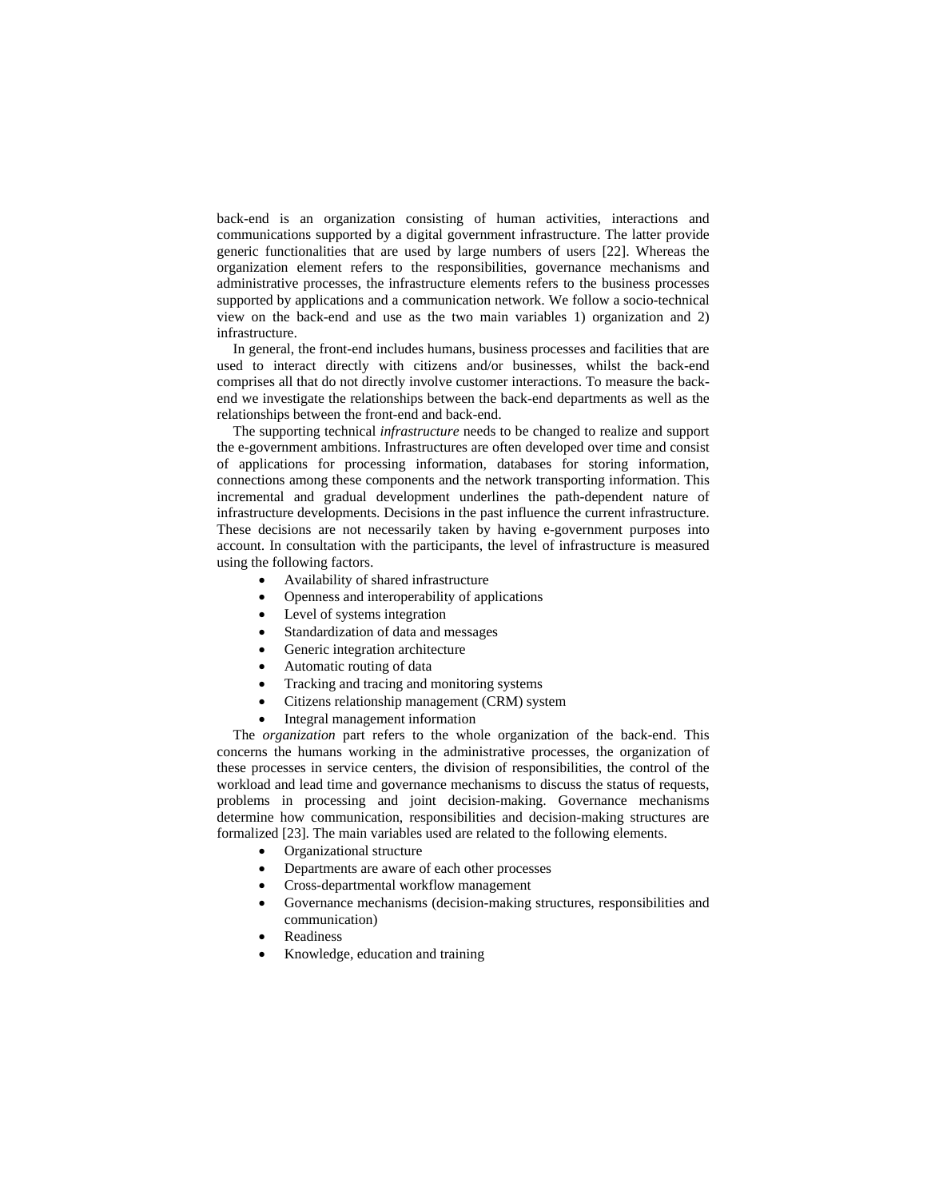back-end is an organization consisting of human activities, interactions and communications supported by a digital government infrastructure. The latter provide generic functionalities that are used by large numbers of users [22]. Whereas the organization element refers to the responsibilities, governance mechanisms and administrative processes, the infrastructure elements refers to the business processes supported by applications and a communication network. We follow a socio-technical view on the back-end and use as the two main variables 1) organization and 2) infrastructure.

In general, the front-end includes humans, business processes and facilities that are used to interact directly with citizens and/or businesses, whilst the back-end comprises all that do not directly involve customer interactions. To measure the back-end we investigate the relationships between the back-end departments as well as the relationships between the front-end and back-end.

The supporting technical *infrastructure* needs to be changed to realize and support the e-government ambitions. Infrastructures are often developed over time and consist of applications for processing information, databases for storing information, connections among these components and the network transporting information. This incremental and gradual development underlines the path-dependent nature of infrastructure developments. Decisions in the past influence the current infrastructure. These decisions are not necessarily taken by having e-government purposes into account. In consultation with the participants, the level of infrastructure is measured using the following factors.

- Availability of shared infrastructure
- Openness and interoperability of applications
- Level of systems integration
- Standardization of data and messages
- Generic integration architecture
- Automatic routing of data
- Tracking and tracing and monitoring systems
- Citizens relationship management (CRM) system
- Integral management information

The *organization* part refers to the whole organization of the back-end. This concerns the humans working in the administrative processes, the organization of these processes in service centers, the division of responsibilities, the control of the workload and lead time and governance mechanisms to discuss the status of requests, problems in processing and joint decision-making. Governance mechanisms determine how communication, responsibilities and decision-making structures are formalized [23]. The main variables used are related to the following elements.

- Organizational structure
- Departments are aware of each other processes
- Cross-departmental workflow management
- Governance mechanisms (decision-making structures, responsibilities and communication)
- Readiness
- Knowledge, education and training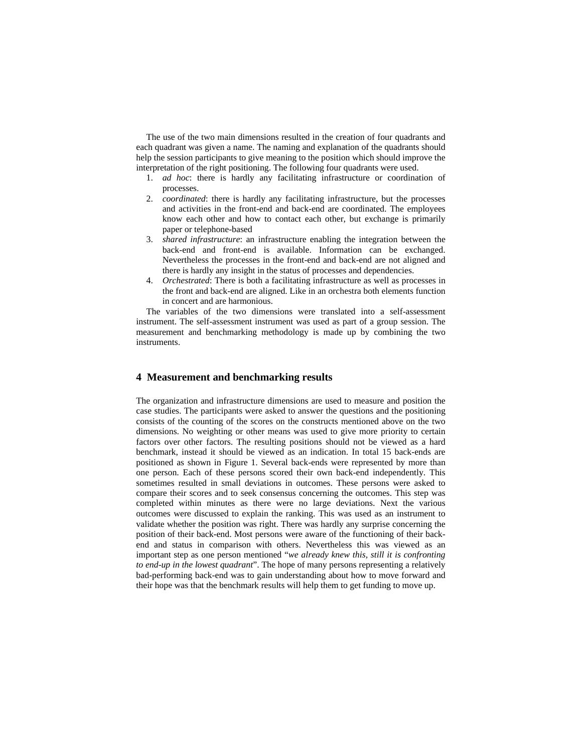The use of the two main dimensions resulted in the creation of four quadrants and each quadrant was given a name. The naming and explanation of the quadrants should help the session participants to give meaning to the position which should improve the interpretation of the right positioning. The following four quadrants were used.

1. *ad hoc*: there is hardly any facilitating infrastructure or coordination of processes.
2. *coordinated*: there is hardly any facilitating infrastructure, but the processes and activities in the front-end and back-end are coordinated. The employees know each other and how to contact each other, but exchange is primarily paper or telephone-based
3. *shared infrastructure*: an infrastructure enabling the integration between the back-end and front-end is available. Information can be exchanged. Nevertheless the processes in the front-end and back-end are not aligned and there is hardly any insight in the status of processes and dependencies.
4. *Orchestrated*: There is both a facilitating infrastructure as well as processes in the front and back-end are aligned. Like in an orchestra both elements function in concert and are harmonious.

The variables of the two dimensions were translated into a self-assessment instrument. The self-assessment instrument was used as part of a group session. The measurement and benchmarking methodology is made up by combining the two instruments.

## 4 Measurement and benchmarking results

The organization and infrastructure dimensions are used to measure and position the case studies. The participants were asked to answer the questions and the positioning consists of the counting of the scores on the constructs mentioned above on the two dimensions. No weighting or other means was used to give more priority to certain factors over other factors. The resulting positions should not be viewed as a hard benchmark, instead it should be viewed as an indication. In total 15 back-ends are positioned as shown in Figure 1. Several back-ends were represented by more than one person. Each of these persons scored their own back-end independently. This sometimes resulted in small deviations in outcomes. These persons were asked to compare their scores and to seek consensus concerning the outcomes. This step was completed within minutes as there were no large deviations. Next the various outcomes were discussed to explain the ranking. This was used as an instrument to validate whether the position was right. There was hardly any surprise concerning the position of their back-end. Most persons were aware of the functioning of their back-end and status in comparison with others. Nevertheless this was viewed as an important step as one person mentioned "*we already knew this, still it is confronting to end-up in the lowest quadrant*". The hope of many persons representing a relatively bad-performing back-end was to gain understanding about how to move forward and their hope was that the benchmark results will help them to get funding to move up.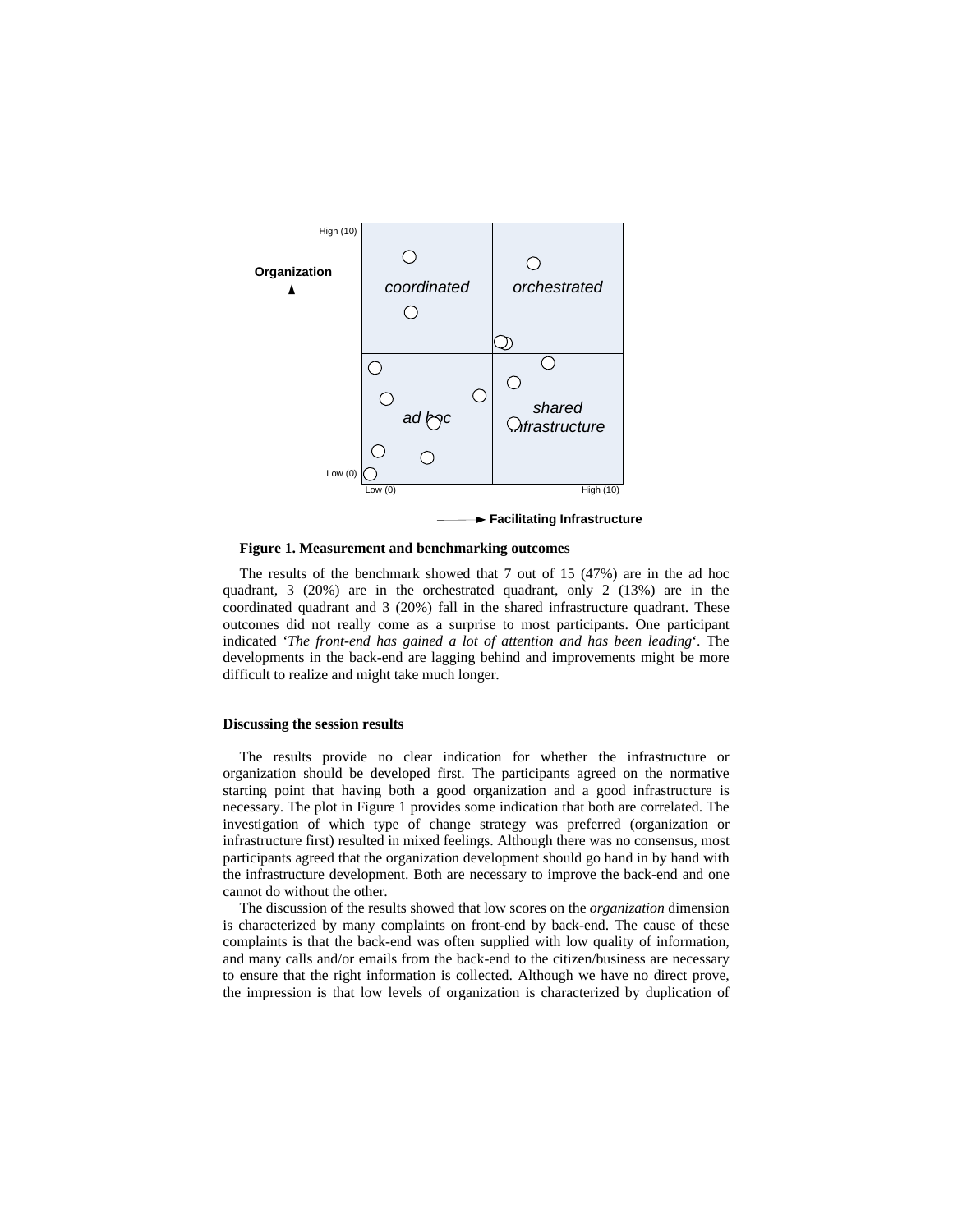High (10)

Organization

coordinated

orchestrated

ad hoc

shared infrastructure

Low (0)

Low (0)

High (10)

Facilitating Infrastructure

**Figure 1. Measurement and benchmarking outcomes**

The results of the benchmark showed that 7 out of 15 (47%) are in the ad hoc quadrant, 3 (20%) are in the orchestrated quadrant, only 2 (13%) are in the coordinated quadrant and 3 (20%) fall in the shared infrastructure quadrant. These outcomes did not really come as a surprise to most participants. One participant indicated '*The front-end has gained a lot of attention and has been leading*'. The developments in the back-end are lagging behind and improvements might be more difficult to realize and might take much longer.

### Discussing the session results

The results provide no clear indication for whether the infrastructure or organization should be developed first. The participants agreed on the normative starting point that having both a good organization and a good infrastructure is necessary. The plot in Figure 1 provides some indication that both are correlated. The investigation of which type of change strategy was preferred (organization or infrastructure first) resulted in mixed feelings. Although there was no consensus, most participants agreed that the organization development should go hand in by hand with the infrastructure development. Both are necessary to improve the back-end and one cannot do without the other.

The discussion of the results showed that low scores on the *organization* dimension is characterized by many complaints on front-end by back-end. The cause of these complaints is that the back-end was often supplied with low quality of information, and many calls and/or emails from the back-end to the citizen/business are necessary to ensure that the right information is collected. Although we have no direct prove, the impression is that low levels of organization is characterized by duplication of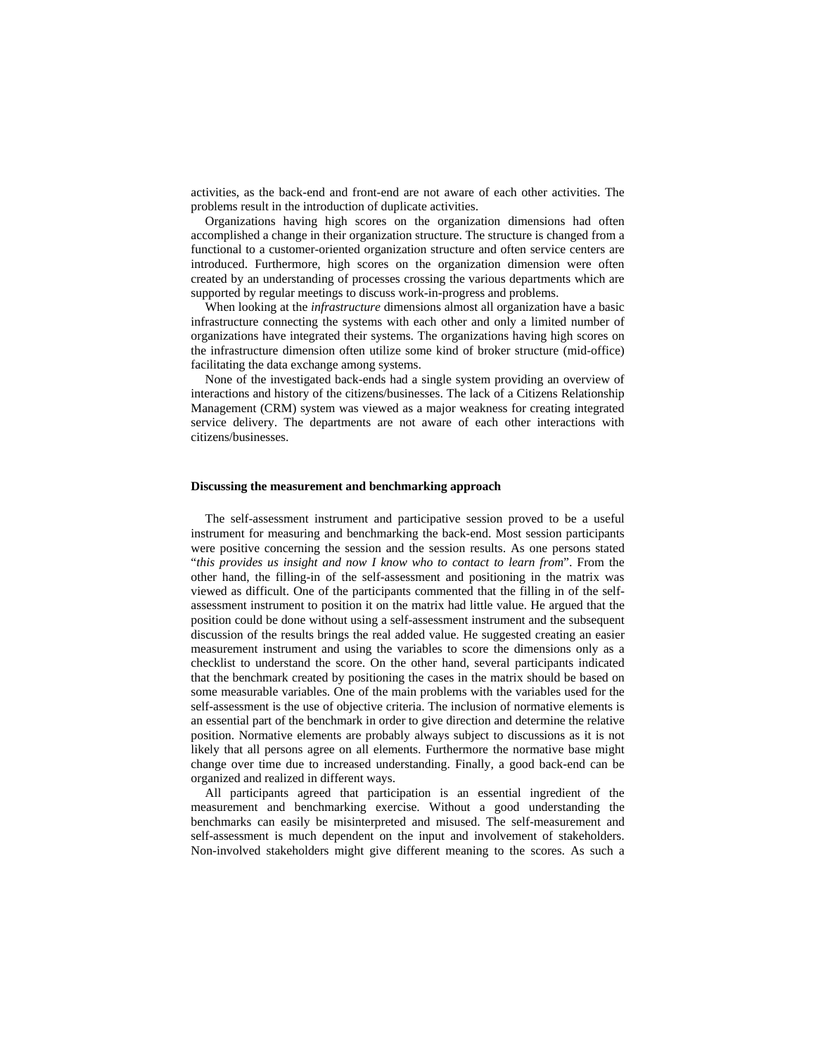activities, as the back-end and front-end are not aware of each other activities. The problems result in the introduction of duplicate activities.

Organizations having high scores on the organization dimensions had often accomplished a change in their organization structure. The structure is changed from a functional to a customer-oriented organization structure and often service centers are introduced. Furthermore, high scores on the organization dimension were often created by an understanding of processes crossing the various departments which are supported by regular meetings to discuss work-in-progress and problems.

When looking at the *infrastructure* dimensions almost all organization have a basic infrastructure connecting the systems with each other and only a limited number of organizations have integrated their systems. The organizations having high scores on the infrastructure dimension often utilize some kind of broker structure (mid-office) facilitating the data exchange among systems.

None of the investigated back-ends had a single system providing an overview of interactions and history of the citizens/businesses. The lack of a Citizens Relationship Management (CRM) system was viewed as a major weakness for creating integrated service delivery. The departments are not aware of each other interactions with citizens/businesses.

### Discussing the measurement and benchmarking approach

The self-assessment instrument and participative session proved to be a useful instrument for measuring and benchmarking the back-end. Most session participants were positive concerning the session and the session results. As one persons stated "*this provides us insight and now I know who to contact to learn from*". From the other hand, the filling-in of the self-assessment and positioning in the matrix was viewed as difficult. One of the participants commented that the filling in of the self-assessment instrument to position it on the matrix had little value. He argued that the position could be done without using a self-assessment instrument and the subsequent discussion of the results brings the real added value. He suggested creating an easier measurement instrument and using the variables to score the dimensions only as a checklist to understand the score. On the other hand, several participants indicated that the benchmark created by positioning the cases in the matrix should be based on some measurable variables. One of the main problems with the variables used for the self-assessment is the use of objective criteria. The inclusion of normative elements is an essential part of the benchmark in order to give direction and determine the relative position. Normative elements are probably always subject to discussions as it is not likely that all persons agree on all elements. Furthermore the normative base might change over time due to increased understanding. Finally, a good back-end can be organized and realized in different ways.

All participants agreed that participation is an essential ingredient of the measurement and benchmarking exercise. Without a good understanding the benchmarks can easily be misinterpreted and misused. The self-measurement and self-assessment is much dependent on the input and involvement of stakeholders. Non-involved stakeholders might give different meaning to the scores. As such a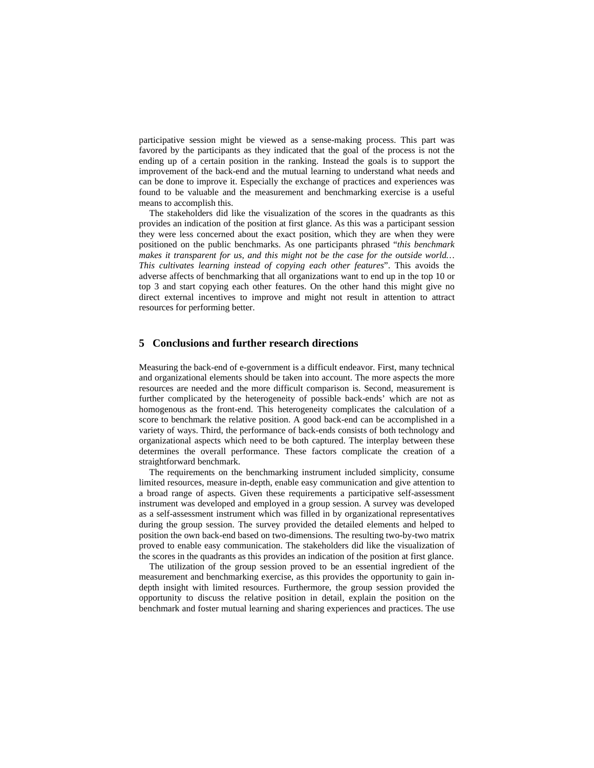participative session might be viewed as a sense-making process. This part was favored by the participants as they indicated that the goal of the process is not the ending up of a certain position in the ranking. Instead the goals is to support the improvement of the back-end and the mutual learning to understand what needs and can be done to improve it. Especially the exchange of practices and experiences was found to be valuable and the measurement and benchmarking exercise is a useful means to accomplish this.

The stakeholders did like the visualization of the scores in the quadrants as this provides an indication of the position at first glance. As this was a participant session they were less concerned about the exact position, which they are when they were positioned on the public benchmarks. As one participants phrased "*this benchmark makes it transparent for us, and this might not be the case for the outside world… This cultivates learning instead of copying each other features*". This avoids the adverse affects of benchmarking that all organizations want to end up in the top 10 or top 3 and start copying each other features. On the other hand this might give no direct external incentives to improve and might not result in attention to attract resources for performing better.

## 5 Conclusions and further research directions

Measuring the back-end of e-government is a difficult endeavor. First, many technical and organizational elements should be taken into account. The more aspects the more resources are needed and the more difficult comparison is. Second, measurement is further complicated by the heterogeneity of possible back-ends' which are not as homogenous as the front-end. This heterogeneity complicates the calculation of a score to benchmark the relative position. A good back-end can be accomplished in a variety of ways. Third, the performance of back-ends consists of both technology and organizational aspects which need to be both captured. The interplay between these determines the overall performance. These factors complicate the creation of a straightforward benchmark.

The requirements on the benchmarking instrument included simplicity, consume limited resources, measure in-depth, enable easy communication and give attention to a broad range of aspects. Given these requirements a participative self-assessment instrument was developed and employed in a group session. A survey was developed as a self-assessment instrument which was filled in by organizational representatives during the group session. The survey provided the detailed elements and helped to position the own back-end based on two-dimensions. The resulting two-by-two matrix proved to enable easy communication. The stakeholders did like the visualization of the scores in the quadrants as this provides an indication of the position at first glance.

The utilization of the group session proved to be an essential ingredient of the measurement and benchmarking exercise, as this provides the opportunity to gain in-depth insight with limited resources. Furthermore, the group session provided the opportunity to discuss the relative position in detail, explain the position on the benchmark and foster mutual learning and sharing experiences and practices. The use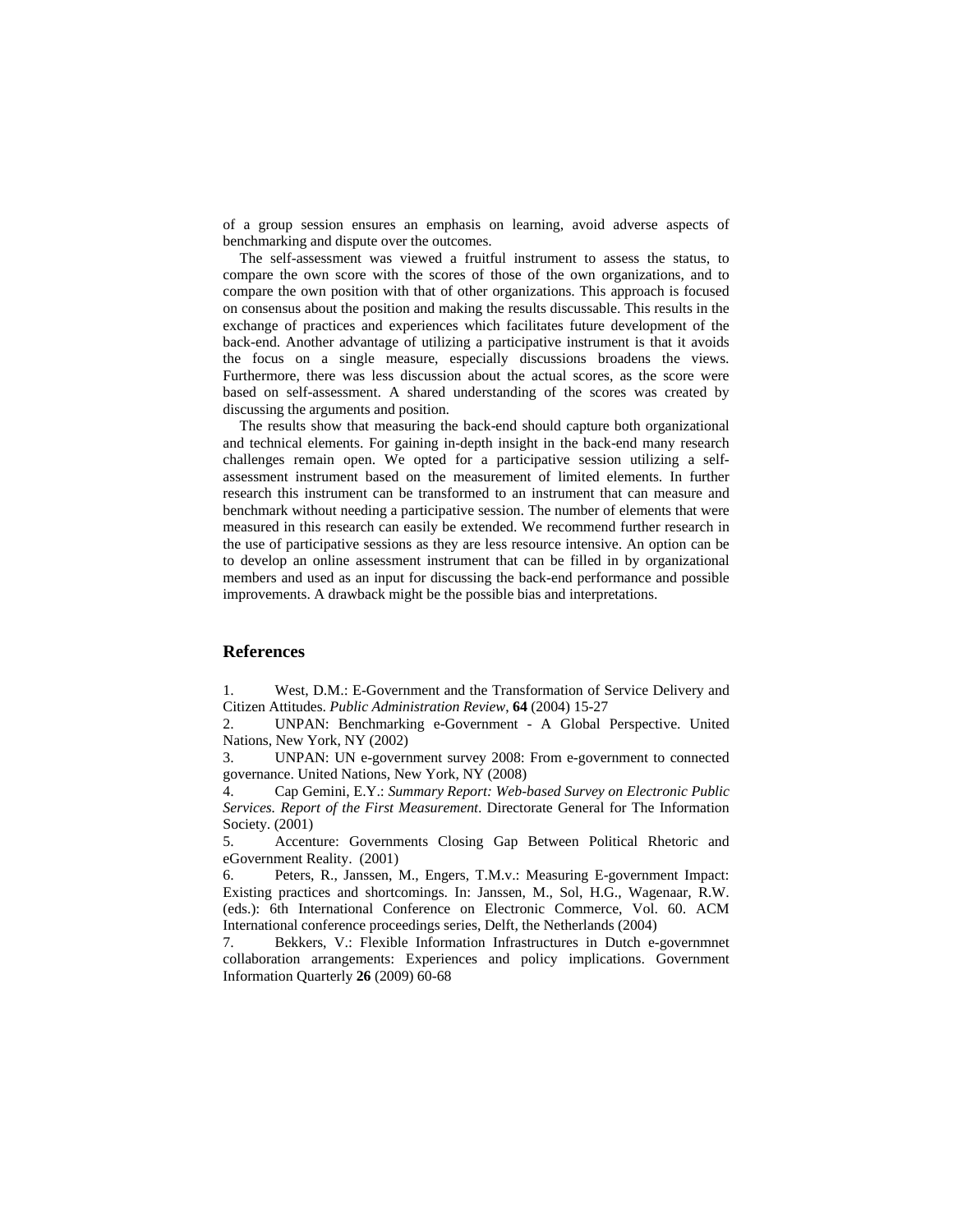of a group session ensures an emphasis on learning, avoid adverse aspects of benchmarking and dispute over the outcomes.

The self-assessment was viewed a fruitful instrument to assess the status, to compare the own score with the scores of those of the own organizations, and to compare the own position with that of other organizations. This approach is focused on consensus about the position and making the results discussable. This results in the exchange of practices and experiences which facilitates future development of the back-end. Another advantage of utilizing a participative instrument is that it avoids the focus on a single measure, especially discussions broadens the views. Furthermore, there was less discussion about the actual scores, as the score were based on self-assessment. A shared understanding of the scores was created by discussing the arguments and position.

The results show that measuring the back-end should capture both organizational and technical elements. For gaining in-depth insight in the back-end many research challenges remain open. We opted for a participative session utilizing a self-assessment instrument based on the measurement of limited elements. In further research this instrument can be transformed to an instrument that can measure and benchmark without needing a participative session. The number of elements that were measured in this research can easily be extended. We recommend further research in the use of participative sessions as they are less resource intensive. An option can be to develop an online assessment instrument that can be filled in by organizational members and used as an input for discussing the back-end performance and possible improvements. A drawback might be the possible bias and interpretations.

## References

1. West, D.M.: E-Government and the Transformation of Service Delivery and Citizen Attitudes. *Public Administration Review*, **64** (2004) 15-27
2. UNPAN: Benchmarking e-Government - A Global Perspective. United Nations, New York, NY (2002)
3. UNPAN: UN e-government survey 2008: From e-government to connected governance. United Nations, New York, NY (2008)
4. Cap Gemini, E.Y.: *Summary Report: Web-based Survey on Electronic Public Services. Report of the First Measurement*. Directorate General for The Information Society. (2001)
5. Accenture: Governments Closing Gap Between Political Rhetoric and eGovernment Reality. (2001)
6. Peters, R., Janssen, M., Engers, T.M.v.: Measuring E-government Impact: Existing practices and shortcomings. In: Janssen, M., Sol, H.G., Wagenaar, R.W. (eds.): 6th International Conference on Electronic Commerce, Vol. 60. ACM International conference proceedings series, Delft, the Netherlands (2004)
7. Bekkers, V.: Flexible Information Infrastructures in Dutch e-governmnet collaboration arrangements: Experiences and policy implications. Government Information Quarterly **26** (2009) 60-68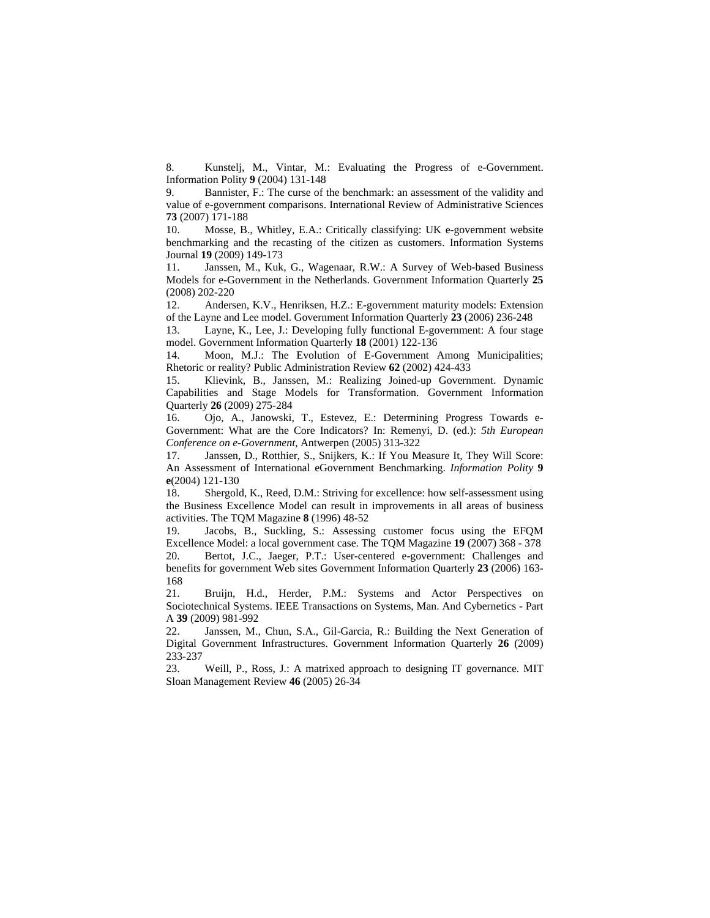8. Kunstelj, M., Vintar, M.: Evaluating the Progress of e-Government. Information Polity **9** (2004) 131-148
9. Bannister, F.: The curse of the benchmark: an assessment of the validity and value of e-government comparisons. International Review of Administrative Sciences **73** (2007) 171-188
10. Mosse, B., Whitley, E.A.: Critically classifying: UK e-government website benchmarking and the recasting of the citizen as customers. Information Systems Journal **19** (2009) 149-173
11. Janssen, M., Kuk, G., Wagenaar, R.W.: A Survey of Web-based Business Models for e-Government in the Netherlands. Government Information Quarterly **25** (2008) 202-220
12. Andersen, K.V., Henriksen, H.Z.: E-government maturity models: Extension of the Layne and Lee model. Government Information Quarterly **23** (2006) 236-248
13. Layne, K., Lee, J.: Developing fully functional E-government: A four stage model. Government Information Quarterly **18** (2001) 122-136
14. Moon, M.J.: The Evolution of E-Government Among Municipalities; Rhetoric or reality? Public Administration Review **62** (2002) 424-433
15. Klievink, B., Janssen, M.: Realizing Joined-up Government. Dynamic Capabilities and Stage Models for Transformation. Government Information Quarterly **26** (2009) 275-284
16. Ojo, A., Janowski, T., Estevez, E.: Determining Progress Towards e-Government: What are the Core Indicators? In: Remenyi, D. (ed.): *5th European Conference on e-Government*, Antwerpen (2005) 313-322
17. Janssen, D., Rotthier, S., Snijkers, K.: If You Measure It, They Will Score: An Assessment of International eGovernment Benchmarking. *Information Polity* **9 e**(2004) 121-130
18. Shergold, K., Reed, D.M.: Striving for excellence: how self-assessment using the Business Excellence Model can result in improvements in all areas of business activities. The TQM Magazine **8** (1996) 48-52
19. Jacobs, B., Suckling, S.: Assessing customer focus using the EFQM Excellence Model: a local government case. The TQM Magazine **19** (2007) 368 - 378
20. Bertot, J.C., Jaeger, P.T.: User-centered e-government: Challenges and benefits for government Web sites Government Information Quarterly **23** (2006) 163-168
21. Bruijn, H.d., Herder, P.M.: Systems and Actor Perspectives on Sociotechnical Systems. IEEE Transactions on Systems, Man. And Cybernetics - Part A **39** (2009) 981-992
22. Janssen, M., Chun, S.A., Gil-Garcia, R.: Building the Next Generation of Digital Government Infrastructures. Government Information Quarterly **26** (2009) 233-237
23. Weill, P., Ross, J.: A matrixed approach to designing IT governance. MIT Sloan Management Review **46** (2005) 26-34